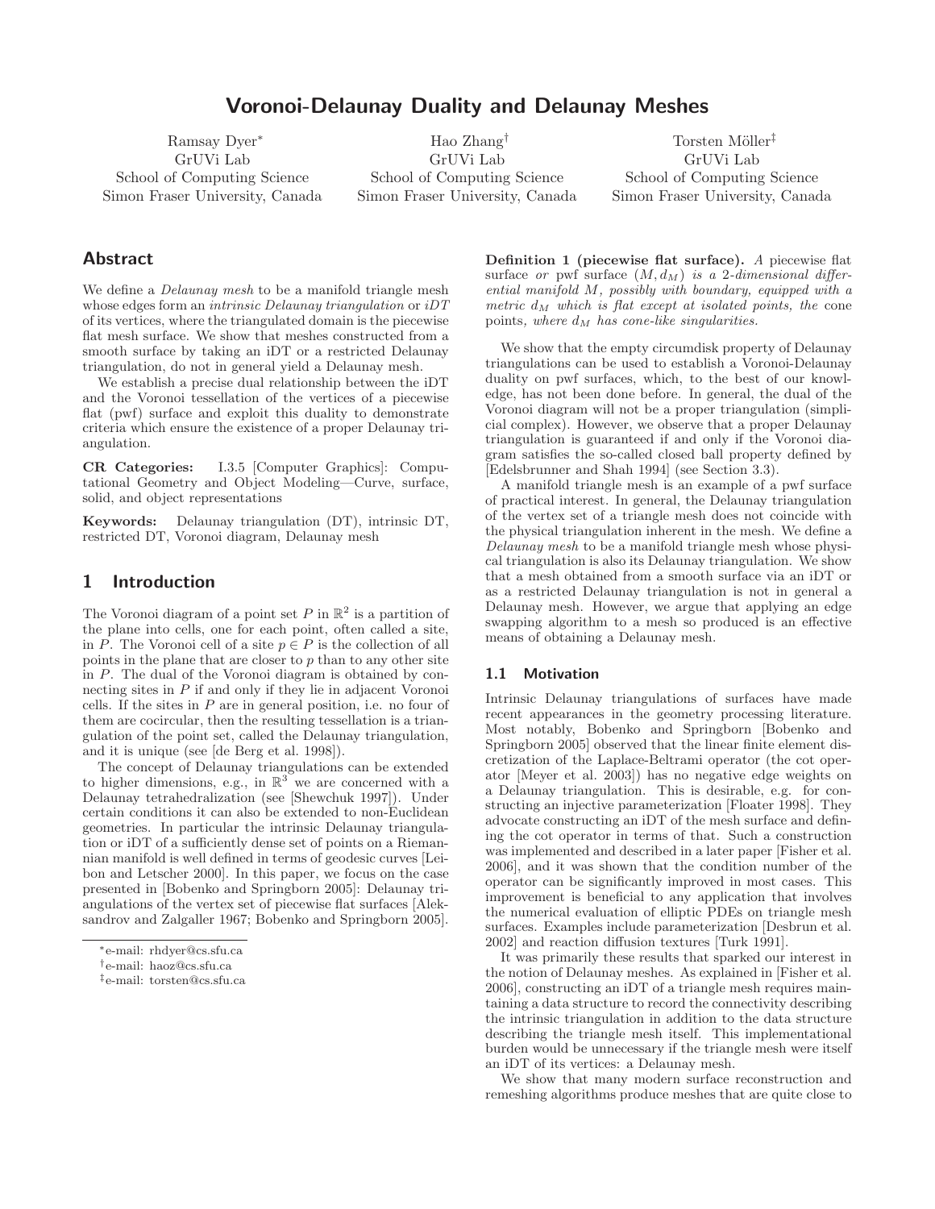# Voronoi-Delaunay Duality and Delaunay Meshes

Ramsay Dyer*
GrUVi Lab
School of Computing Science
Simon Fraser University, Canada

Hao Zhang†
GrUVi Lab
School of Computing Science
Simon Fraser University, Canada

Torsten Möller‡
GrUVi Lab
School of Computing Science
Simon Fraser University, Canada

## Abstract

We define a *Delaunay mesh* to be a manifold triangle mesh whose edges form an *intrinsic Delaunay triangulation* or *iDT* of its vertices, where the triangulated domain is the piecewise flat mesh surface. We show that meshes constructed from a smooth surface by taking an iDT or a restricted Delaunay triangulation, do not in general yield a Delaunay mesh.

We establish a precise dual relationship between the iDT and the Voronoi tessellation of the vertices of a piecewise flat (pwf) surface and exploit this duality to demonstrate criteria which ensure the existence of a proper Delaunay triangulation.

**CR Categories:** I.3.5 [Computer Graphics]: Computational Geometry and Object Modeling—Curve, surface, solid, and object representations

**Keywords:** Delaunay triangulation (DT), intrinsic DT, restricted DT, Voronoi diagram, Delaunay mesh

## 1 Introduction

The Voronoi diagram of a point set $P$ in $\mathbb{R}^2$ is a partition of the plane into cells, one for each point, often called a site, in $P$. The Voronoi cell of a site $p \in P$ is the collection of all points in the plane that are closer to $p$ than to any other site in $P$. The dual of the Voronoi diagram is obtained by connecting sites in $P$ if and only if they lie in adjacent Voronoi cells. If the sites in $P$ are in general position, i.e. no four of them are cocircular, then the resulting tessellation is a triangulation of the point set, called the Delaunay triangulation, and it is unique (see [de Berg et al. 1998]).

The concept of Delaunay triangulations can be extended to higher dimensions, e.g., in $\mathbb{R}^3$ we are concerned with a Delaunay tetrahedralization (see [Shewchuk 1997]). Under certain conditions it can also be extended to non-Euclidean geometries. In particular the intrinsic Delaunay triangulation or iDT of a sufficiently dense set of points on a Riemannian manifold is well defined in terms of geodesic curves [Leibon and Letscher 2000]. In this paper, we focus on the case presented in [Bobenko and Springborn 2005]: Delaunay triangulations of the vertex set of piecewise flat surfaces [Aleksandrov and Zalgaller 1967; Bobenko and Springborn 2005].

**Definition 1 (piecewise flat surface).** *A* piecewise flat surface *or* pwf surface $(M, d_M)$ *is a 2-dimensional differential manifold $M$, possibly with boundary, equipped with a metric $d_M$ which is flat except at isolated points, the* cone points*, where $d_M$ has cone-like singularities.*

We show that the empty circumdisk property of Delaunay triangulations can be used to establish a Voronoi-Delaunay duality on pwf surfaces, which, to the best of our knowledge, has not been done before. In general, the dual of the Voronoi diagram will not be a proper triangulation (simplicial complex). However, we observe that a proper Delaunay triangulation is guaranteed if and only if the Voronoi diagram satisfies the so-called closed ball property defined by [Edelsbrunner and Shah 1994] (see Section 3.3).

A manifold triangle mesh is an example of a pwf surface of practical interest. In general, the Delaunay triangulation of the vertex set of a triangle mesh does not coincide with the physical triangulation inherent in the mesh. We define a *Delaunay mesh* to be a manifold triangle mesh whose physical triangulation is also its Delaunay triangulation. We show that a mesh obtained from a smooth surface via an iDT or as a restricted Delaunay triangulation is not in general a Delaunay mesh. However, we argue that applying an edge swapping algorithm to a mesh so produced is an effective means of obtaining a Delaunay mesh.

### 1.1 Motivation

Intrinsic Delaunay triangulations of surfaces have made recent appearances in the geometry processing literature. Most notably, Bobenko and Springborn [Bobenko and Springborn 2005] observed that the linear finite element discretization of the Laplace-Beltrami operator (the cot operator [Meyer et al. 2003]) has no negative edge weights on a Delaunay triangulation. This is desirable, e.g. for constructing an injective parameterization [Floater 1998]. They advocate constructing an iDT of the mesh surface and defining the cot operator in terms of that. Such a construction was implemented and described in a later paper [Fisher et al. 2006], and it was shown that the condition number of the operator can be significantly improved in most cases. This improvement is beneficial to any application that involves the numerical evaluation of elliptic PDEs on triangle mesh surfaces. Examples include parameterization [Desbrun et al. 2002] and reaction diffusion textures [Turk 1991].

It was primarily these results that sparked our interest in the notion of Delaunay meshes. As explained in [Fisher et al. 2006], constructing an iDT of a triangle mesh requires maintaining a data structure to record the connectivity describing the intrinsic triangulation in addition to the data structure describing the triangle mesh itself. This implementational burden would be unnecessary if the triangle mesh were itself an iDT of its vertices: a Delaunay mesh.

We show that many modern surface reconstruction and remeshing algorithms produce meshes that are quite close to

*e-mail: rhdyer@cs.sfu.ca

†e-mail: haoz@cs.sfu.ca

‡e-mail: torsten@cs.sfu.ca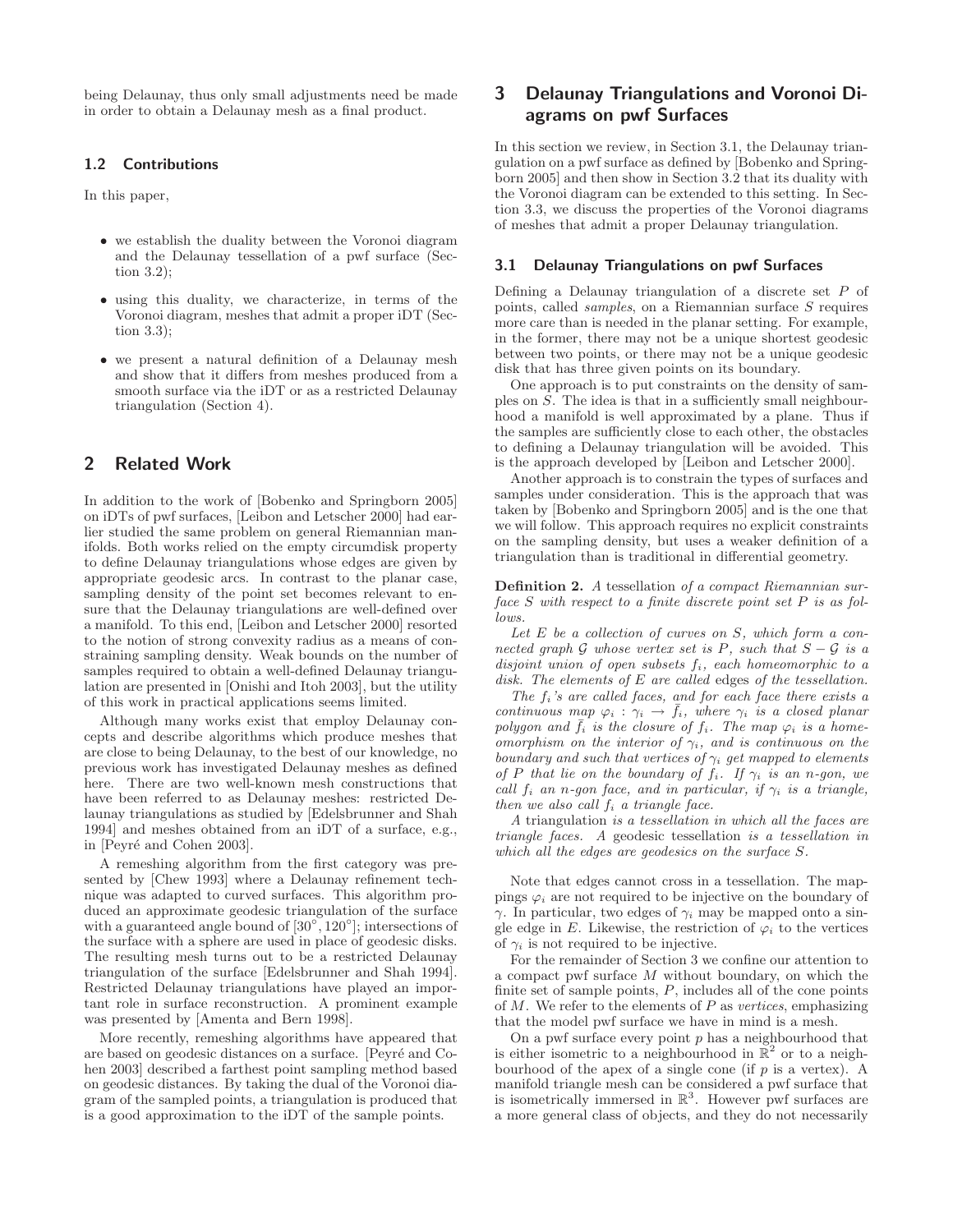being Delaunay, thus only small adjustments need be made in order to obtain a Delaunay mesh as a final product.

### 1.2 Contributions

In this paper,

- we establish the duality between the Voronoi diagram and the Delaunay tessellation of a pwf surface (Section 3.2);
- using this duality, we characterize, in terms of the Voronoi diagram, meshes that admit a proper iDT (Section 3.3);
- we present a natural definition of a Delaunay mesh and show that it differs from meshes produced from a smooth surface via the iDT or as a restricted Delaunay triangulation (Section 4).

## 2 Related Work

In addition to the work of [Bobenko and Springborn 2005] on iDTs of pwf surfaces, [Leibon and Letscher 2000] had earlier studied the same problem on general Riemannian manifolds. Both works relied on the empty circumdisk property to define Delaunay triangulations whose edges are given by appropriate geodesic arcs. In contrast to the planar case, sampling density of the point set becomes relevant to ensure that the Delaunay triangulations are well-defined over a manifold. To this end, [Leibon and Letscher 2000] resorted to the notion of strong convexity radius as a means of constraining sampling density. Weak bounds on the number of samples required to obtain a well-defined Delaunay triangulation are presented in [Onishi and Itoh 2003], but the utility of this work in practical applications seems limited.

Although many works exist that employ Delaunay concepts and describe algorithms which produce meshes that are close to being Delaunay, to the best of our knowledge, no previous work has investigated Delaunay meshes as defined here. There are two well-known mesh constructions that have been referred to as Delaunay meshes: restricted Delaunay triangulations as studied by [Edelsbrunner and Shah 1994] and meshes obtained from an iDT of a surface, e.g., in [Peyré and Cohen 2003].

A remeshing algorithm from the first category was presented by [Chew 1993] where a Delaunay refinement technique was adapted to curved surfaces. This algorithm produced an approximate geodesic triangulation of the surface with a guaranteed angle bound of $[30^\circ, 120^\circ]$; intersections of the surface with a sphere are used in place of geodesic disks. The resulting mesh turns out to be a restricted Delaunay triangulation of the surface [Edelsbrunner and Shah 1994]. Restricted Delaunay triangulations have played an important role in surface reconstruction. A prominent example was presented by [Amenta and Bern 1998].

More recently, remeshing algorithms have appeared that are based on geodesic distances on a surface. [Peyré and Cohen 2003] described a farthest point sampling method based on geodesic distances. By taking the dual of the Voronoi diagram of the sampled points, a triangulation is produced that is a good approximation to the iDT of the sample points.

## 3 Delaunay Triangulations and Voronoi Diagrams on pwf Surfaces

In this section we review, in Section 3.1, the Delaunay triangulation on a pwf surface as defined by [Bobenko and Springborn 2005] and then show in Section 3.2 that its duality with the Voronoi diagram can be extended to this setting. In Section 3.3, we discuss the properties of the Voronoi diagrams of meshes that admit a proper Delaunay triangulation.

### 3.1 Delaunay Triangulations on pwf Surfaces

Defining a Delaunay triangulation of a discrete set $P$ of points, called *samples*, on a Riemannian surface $S$ requires more care than is needed in the planar setting. For example, in the former, there may not be a unique shortest geodesic between two points, or there may not be a unique geodesic disk that has three given points on its boundary.

One approach is to put constraints on the density of samples on $S$. The idea is that in a sufficiently small neighbourhood a manifold is well approximated by a plane. Thus if the samples are sufficiently close to each other, the obstacles to defining a Delaunay triangulation will be avoided. This is the approach developed by [Leibon and Letscher 2000].

Another approach is to constrain the types of surfaces and samples under consideration. This is the approach that was taken by [Bobenko and Springborn 2005] and is the one that we will follow. This approach requires no explicit constraints on the sampling density, but uses a weaker definition of a triangulation than is traditional in differential geometry.

**Definition 2.** *A* tessellation *of a compact Riemannian surface $S$ with respect to a finite discrete point set $P$ is as follows.*

*Let $E$ be a collection of curves on $S$, which form a connected graph $\mathcal{G}$ whose vertex set is $P$, such that $S - \mathcal{G}$ is a disjoint union of open subsets $f_i$, each homeomorphic to a disk. The elements of $E$ are called* edges *of the tessellation.*

*The $f_i$'s are called faces, and for each face there exists a continuous map $\varphi_i : \gamma_i \to \bar{f}_i$, where $\gamma_i$ is a closed planar polygon and $\bar{f}_i$ is the closure of $f_i$. The map $\varphi_i$ is a homeomorphism on the interior of $\gamma_i$, and is continuous on the boundary and such that vertices of $\gamma_i$ get mapped to elements of $P$ that lie on the boundary of $f_i$. If $\gamma_i$ is an $n$-gon, we call $f_i$ an $n$-gon face, and in particular, if $\gamma_i$ is a triangle, then we also call $f_i$ a triangle face.*

*A* triangulation *is a tessellation in which all the faces are triangle faces. A* geodesic tessellation *is a tessellation in which all the edges are geodesics on the surface $S$.*

Note that edges cannot cross in a tessellation. The mappings $\varphi_i$ are not required to be injective on the boundary of $\gamma$. In particular, two edges of $\gamma_i$ may be mapped onto a single edge in $E$. Likewise, the restriction of $\varphi_i$ to the vertices of $\gamma_i$ is not required to be injective.

For the remainder of Section 3 we confine our attention to a compact pwf surface $M$ without boundary, on which the finite set of sample points, $P$, includes all of the cone points of $M$. We refer to the elements of $P$ as *vertices*, emphasizing that the model pwf surface we have in mind is a mesh.

On a pwf surface every point $p$ has a neighbourhood that is either isometric to a neighbourhood in $\mathbb{R}^2$ or to a neighbourhood of the apex of a single cone (if $p$ is a vertex). A manifold triangle mesh can be considered a pwf surface that is isometrically immersed in $\mathbb{R}^3$. However pwf surfaces are a more general class of objects, and they do not necessarily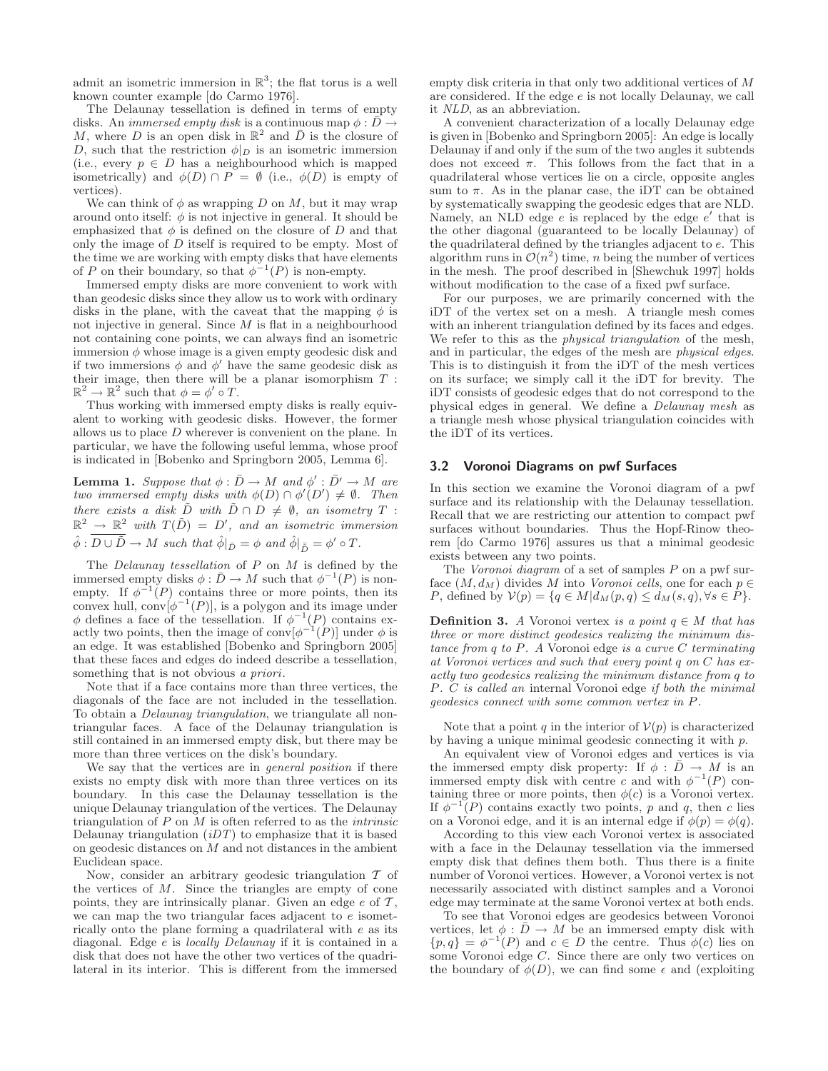admit an isometric immersion in $\mathbb{R}^3$; the flat torus is a well known counter example [do Carmo 1976].

The Delaunay tessellation is defined in terms of empty disks. An *immersed empty disk* is a continuous map $\phi : \bar{D} \to M$, where $D$ is an open disk in $\mathbb{R}^2$ and $\bar{D}$ is the closure of $D$, such that the restriction $\phi|_D$ is an isometric immersion (i.e., every $p \in D$ has a neighbourhood which is mapped isometrically) and $\phi(D) \cap P = \emptyset$ (i.e., $\phi(D)$ is empty of vertices).

We can think of $\phi$ as wrapping $D$ on $M$, but it may wrap around onto itself: $\phi$ is not injective in general. It should be emphasized that $\phi$ is defined on the closure of $D$ and that only the image of $D$ itself is required to be empty. Most of the time we are working with empty disks that have elements of $P$ on their boundary, so that $\phi^{-1}(P)$ is non-empty.

Immersed empty disks are more convenient to work with than geodesic disks since they allow us to work with ordinary disks in the plane, with the caveat that the mapping $\phi$ is not injective in general. Since $M$ is flat in a neighbourhood not containing cone points, we can always find an isometric immersion $\phi$ whose image is a given empty geodesic disk and if two immersions $\phi$ and $\phi'$ have the same geodesic disk as their image, then there will be a planar isomorphism $T : \mathbb{R}^2 \to \mathbb{R}^2$ such that $\phi = \phi' \circ T$.

Thus working with immersed empty disks is really equivalent to working with geodesic disks. However, the former allows us to place $D$ wherever is convenient on the plane. In particular, we have the following useful lemma, whose proof is indicated in [Bobenko and Springborn 2005, Lemma 6].

**Lemma 1.** *Suppose that $\phi : \bar{D} \to M$ and $\phi' : \bar{D}' \to M$ are two immersed empty disks with $\phi(D) \cap \phi'(D') \neq \emptyset$. Then there exists a disk $\tilde{D}$ with $\tilde{D} \cap D \neq \emptyset$, an isometry $T : \mathbb{R}^2 \to \mathbb{R}^2$ with $T(\tilde{D}) = D'$, and an isometric immersion $\hat{\phi} : \overline{D \cup \tilde{D}} \to M$ such that $\hat{\phi}|_{\bar{D}} = \phi$ and $\hat{\phi}|_{\bar{\tilde{D}}} = \phi' \circ T$.*

The *Delaunay tessellation* of $P$ on $M$ is defined by the immersed empty disks $\phi : \bar{D} \to M$ such that $\phi^{-1}(P)$ is non-empty. If $\phi^{-1}(P)$ contains three or more points, then its convex hull, $\text{conv}[\phi^{-1}(P)]$, is a polygon and its image under $\phi$ defines a face of the tessellation. If $\phi^{-1}(P)$ contains exactly two points, then the image of $\text{conv}[\phi^{-1}(P)]$ under $\phi$ is an edge. It was established [Bobenko and Springborn 2005] that these faces and edges do indeed describe a tessellation, something that is not obvious *a priori*.

Note that if a face contains more than three vertices, the diagonals of the face are not included in the tessellation. To obtain a *Delaunay triangulation*, we triangulate all non-triangular faces. A face of the Delaunay triangulation is still contained in an immersed empty disk, but there may be more than three vertices on the disk's boundary.

We say that the vertices are in *general position* if there exists no empty disk with more than three vertices on its boundary. In this case the Delaunay tessellation is the unique Delaunay triangulation of the vertices. The Delaunay triangulation of $P$ on $M$ is often referred to as the *intrinsic* Delaunay triangulation (*iDT*) to emphasize that it is based on geodesic distances on $M$ and not distances in the ambient Euclidean space.

Now, consider an arbitrary geodesic triangulation $\mathcal{T}$ of the vertices of $M$. Since the triangles are empty of cone points, they are intrinsically planar. Given an edge $e$ of $\mathcal{T}$, we can map the two triangular faces adjacent to $e$ isometrically onto the plane forming a quadrilateral with $e$ as its diagonal. Edge $e$ is *locally Delaunay* if it is contained in a disk that does not have the other two vertices of the quadrilateral in its interior. This is different from the immersed empty disk criteria in that only two additional vertices of $M$ are considered. If the edge $e$ is not locally Delaunay, we call it *NLD*, as an abbreviation.

A convenient characterization of a locally Delaunay edge is given in [Bobenko and Springborn 2005]: An edge is locally Delaunay if and only if the sum of the two angles it subtends does not exceed $\pi$. This follows from the fact that in a quadrilateral whose vertices lie on a circle, opposite angles sum to $\pi$. As in the planar case, the iDT can be obtained by systematically swapping the geodesic edges that are NLD. Namely, an NLD edge $e$ is replaced by the edge $e'$ that is the other diagonal (guaranteed to be locally Delaunay) of the quadrilateral defined by the triangles adjacent to $e$. This algorithm runs in $\mathcal{O}(n^2)$ time, $n$ being the number of vertices in the mesh. The proof described in [Shewchuk 1997] holds without modification to the case of a fixed pwf surface.

For our purposes, we are primarily concerned with the iDT of the vertex set on a mesh. A triangle mesh comes with an inherent triangulation defined by its faces and edges. We refer to this as the *physical triangulation* of the mesh, and in particular, the edges of the mesh are *physical edges*. This is to distinguish it from the iDT of the mesh vertices on its surface; we simply call it the iDT for brevity. The iDT consists of geodesic edges that do not correspond to the physical edges in general. We define a *Delaunay mesh* as a triangle mesh whose physical triangulation coincides with the iDT of its vertices.

### 3.2 Voronoi Diagrams on pwf Surfaces

In this section we examine the Voronoi diagram of a pwf surface and its relationship with the Delaunay tessellation. Recall that we are restricting our attention to compact pwf surfaces without boundaries. Thus the Hopf-Rinow theorem [do Carmo 1976] assures us that a minimal geodesic exists between any two points.

The *Voronoi diagram* of a set of samples $P$ on a pwf surface $(M, d_M)$ divides $M$ into *Voronoi cells*, one for each $p \in P$, defined by $\mathcal{V}(p) = \{q \in M | d_M(p, q) \leq d_M(s, q), \forall s \in P\}$.

**Definition 3.** *A* Voronoi vertex *is a point $q \in M$ that has three or more distinct geodesics realizing the minimum distance from $q$ to $P$. A* Voronoi edge *is a curve $C$ terminating at Voronoi vertices and such that every point $q$ on $C$ has exactly two geodesics realizing the minimum distance from $q$ to $P$. $C$ is called an* internal Voronoi edge *if both the minimal geodesics connect with some common vertex in $P$.*

Note that a point $q$ in the interior of $\mathcal{V}(p)$ is characterized by having a unique minimal geodesic connecting it with $p$.

An equivalent view of Voronoi edges and vertices is via the immersed empty disk property: If $\phi : \bar{D} \to M$ is an immersed empty disk with centre $c$ and with $\phi^{-1}(P)$ containing three or more points, then $\phi(c)$ is a Voronoi vertex. If $\phi^{-1}(P)$ contains exactly two points, $p$ and $q$, then $c$ lies on a Voronoi edge, and it is an internal edge if $\phi(p) = \phi(q)$.

According to this view each Voronoi vertex is associated with a face in the Delaunay tessellation via the immersed empty disk that defines them both. Thus there is a finite number of Voronoi vertices. However, a Voronoi vertex is not necessarily associated with distinct samples and a Voronoi edge may terminate at the same Voronoi vertex at both ends.

To see that Voronoi edges are geodesics between Voronoi vertices, let $\phi : \bar{D} \to M$ be an immersed empty disk with $\{p, q\} = \phi^{-1}(P)$ and $c \in D$ the centre. Thus $\phi(c)$ lies on some Voronoi edge $C$. Since there are only two vertices on the boundary of $\phi(D)$, we can find some $\epsilon$ and (exploiting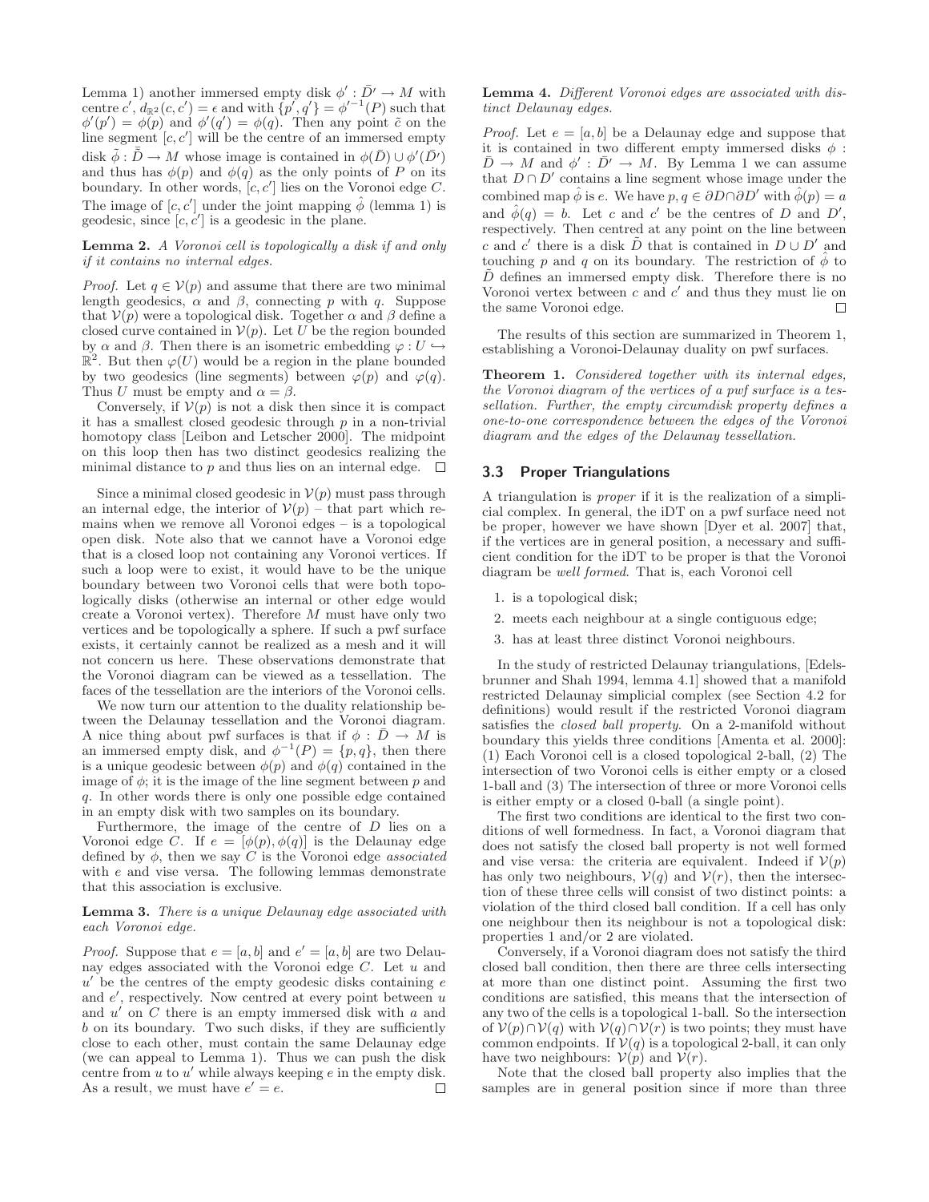Lemma 1) another immersed empty disk $\phi' : \bar{D}' \to M$ with centre $c'$, $d_{\mathbb{R}^2}(c, c') = \epsilon$ and with $\{p', q'\} = \phi'^{-1}(P)$ such that $\phi'(p') = \phi(p)$ and $\phi'(q') = \phi(q)$. Then any point $\tilde{c}$ on the line segment $[c, c']$ will be the centre of an immersed empty disk $\tilde{\phi} : \bar{\tilde{D}} \to M$ whose image is contained in $\phi(\bar{D}) \cup \phi'(\bar{D}')$ and thus has $\phi(p)$ and $\phi(q)$ as the only points of $P$ on its boundary. In other words, $[c, c']$ lies on the Voronoi edge $C$. The image of $[c, c']$ under the joint mapping $\hat{\phi}$ (lemma 1) is geodesic, since $[c, c']$ is a geodesic in the plane.

**Lemma 2.** *A Voronoi cell is topologically a disk if and only if it contains no internal edges.*

*Proof.* Let $q \in \mathcal{V}(p)$ and assume that there are two minimal length geodesics, $\alpha$ and $\beta$, connecting $p$ with $q$. Suppose that $\mathcal{V}(p)$ were a topological disk. Together $\alpha$ and $\beta$ define a closed curve contained in $\mathcal{V}(p)$. Let $U$ be the region bounded by $\alpha$ and $\beta$. Then there is an isometric embedding $\varphi : U \hookrightarrow \mathbb{R}^2$. But then $\varphi(U)$ would be a region in the plane bounded by two geodesics (line segments) between $\varphi(p)$ and $\varphi(q)$. Thus $U$ must be empty and $\alpha = \beta$.

Conversely, if $\mathcal{V}(p)$ is not a disk then since it is compact it has a smallest closed geodesic through $p$ in a non-trivial homotopy class [Leibon and Letscher 2000]. The midpoint on this loop then has two distinct geodesics realizing the minimal distance to $p$ and thus lies on an internal edge. $\square$

Since a minimal closed geodesic in $\mathcal{V}(p)$ must pass through an internal edge, the interior of $\mathcal{V}(p)$ – that part which remains when we remove all Voronoi edges – is a topological open disk. Note also that we cannot have a Voronoi edge that is a closed loop not containing any Voronoi vertices. If such a loop were to exist, it would have to be the unique boundary between two Voronoi cells that were both topologically disks (otherwise an internal or other edge would create a Voronoi vertex). Therefore $M$ must have only two vertices and be topologically a sphere. If such a pwf surface exists, it certainly cannot be realized as a mesh and it will not concern us here. These observations demonstrate that the Voronoi diagram can be viewed as a tessellation. The faces of the tessellation are the interiors of the Voronoi cells.

We now turn our attention to the duality relationship between the Delaunay tessellation and the Voronoi diagram. A nice thing about pwf surfaces is that if $\phi : \bar{D} \to M$ is an immersed empty disk, and $\phi^{-1}(P) = \{p, q\}$, then there is a unique geodesic between $\phi(p)$ and $\phi(q)$ contained in the image of $\phi$; it is the image of the line segment between $p$ and $q$. In other words there is only one possible edge contained in an empty disk with two samples on its boundary.

Furthermore, the image of the centre of $D$ lies on a Voronoi edge $C$. If $e = [\phi(p), \phi(q)]$ is the Delaunay edge defined by $\phi$, then we say $C$ is the Voronoi edge *associated* with $e$ and vise versa. The following lemmas demonstrate that this association is exclusive.

**Lemma 3.** *There is a unique Delaunay edge associated with each Voronoi edge.*

*Proof.* Suppose that $e = [a, b]$ and $e' = [a, b]$ are two Delaunay edges associated with the Voronoi edge $C$. Let $u$ and $u'$ be the centres of the empty geodesic disks containing $e$ and $e'$, respectively. Now centred at every point between $u$ and $u'$ on $C$ there is an empty immersed disk with $a$ and $b$ on its boundary. Two such disks, if they are sufficiently close to each other, must contain the same Delaunay edge (we can appeal to Lemma 1). Thus we can push the disk centre from $u$ to $u'$ while always keeping $e$ in the empty disk. As a result, we must have $e' = e$. $\square$

**Lemma 4.** *Different Voronoi edges are associated with distinct Delaunay edges.*

*Proof.* Let $e = [a, b]$ be a Delaunay edge and suppose that it is contained in two different empty immersed disks $\phi : \bar{D} \to M$ and $\phi' : \bar{D}' \to M$. By Lemma 1 we can assume that $D \cap D'$ contains a line segment whose image under the combined map $\hat{\phi}$ is $e$. We have $p, q \in \partial D \cap \partial D'$ with $\hat{\phi}(p) = a$ and $\hat{\phi}(q) = b$. Let $c$ and $c'$ be the centres of $D$ and $D'$, respectively. Then centred at any point on the line between $c$ and $c'$ there is a disk $\tilde{D}$ that is contained in $D \cup D'$ and touching $p$ and $q$ on its boundary. The restriction of $\hat{\phi}$ to $\tilde{D}$ defines an immersed empty disk. Therefore there is no Voronoi vertex between $c$ and $c'$ and thus they must lie on the same Voronoi edge. $\square$

The results of this section are summarized in Theorem 1, establishing a Voronoi-Delaunay duality on pwf surfaces.

**Theorem 1.** *Considered together with its internal edges, the Voronoi diagram of the vertices of a pwf surface is a tessellation. Further, the empty circumdisk property defines a one-to-one correspondence between the edges of the Voronoi diagram and the edges of the Delaunay tessellation.*

### 3.3 Proper Triangulations

A triangulation is *proper* if it is the realization of a simplicial complex. In general, the iDT on a pwf surface need not be proper, however we have shown [Dyer et al. 2007] that, if the vertices are in general position, a necessary and sufficient condition for the iDT to be proper is that the Voronoi diagram be *well formed*. That is, each Voronoi cell

1. is a topological disk;
2. meets each neighbour at a single contiguous edge;
3. has at least three distinct Voronoi neighbours.

In the study of restricted Delaunay triangulations, [Edelsbrunner and Shah 1994, lemma 4.1] showed that a manifold restricted Delaunay simplicial complex (see Section 4.2 for definitions) would result if the restricted Voronoi diagram satisfies the *closed ball property*. On a 2-manifold without boundary this yields three conditions [Amenta et al. 2000]: (1) Each Voronoi cell is a closed topological 2-ball, (2) The intersection of two Voronoi cells is either empty or a closed 1-ball and (3) The intersection of three or more Voronoi cells is either empty or a closed 0-ball (a single point).

The first two conditions are identical to the first two conditions of well formedness. In fact, a Voronoi diagram that does not satisfy the closed ball property is not well formed and vice versa: the criteria are equivalent. Indeed if $\mathcal{V}(p)$ has only two neighbours, $\mathcal{V}(q)$ and $\mathcal{V}(r)$, then the intersection of these three cells will consist of two distinct points: a violation of the third closed ball condition. If a cell has only one neighbour then its neighbour is not a topological disk: properties 1 and/or 2 are violated.

Conversely, if a Voronoi diagram does not satisfy the third closed ball condition, then there are three cells intersecting at more than one distinct point. Assuming the first two conditions are satisfied, this means that the intersection of any two of the cells is a topological 1-ball. So the intersection of $\mathcal{V}(p) \cap \mathcal{V}(q)$ with $\mathcal{V}(q) \cap \mathcal{V}(r)$ is two points; they must have common endpoints. If $\mathcal{V}(q)$ is a topological 2-ball, it can only have two neighbours: $\mathcal{V}(p)$ and $\mathcal{V}(r)$.

Note that the closed ball property also implies that the samples are in general position since if more than three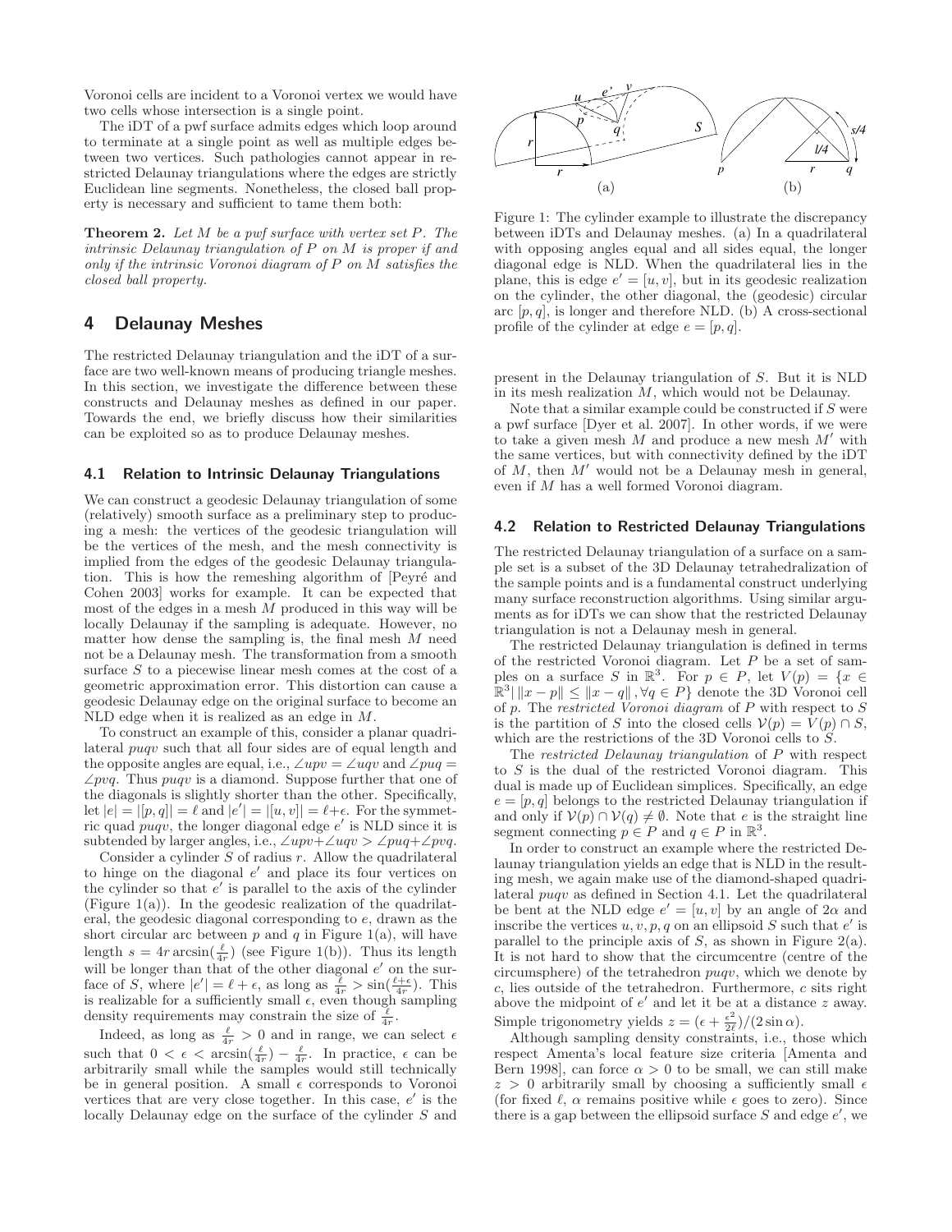Voronoi cells are incident to a Voronoi vertex we would have two cells whose intersection is a single point.

The iDT of a pwf surface admits edges which loop around to terminate at a single point as well as multiple edges between two vertices. Such pathologies cannot appear in restricted Delaunay triangulations where the edges are strictly Euclidean line segments. Nonetheless, the closed ball property is necessary and sufficient to tame them both:

**Theorem 2.** *Let $M$ be a pwf surface with vertex set $P$. The intrinsic Delaunay triangulation of $P$ on $M$ is proper if and only if the intrinsic Voronoi diagram of $P$ on $M$ satisfies the closed ball property.*

## 4 Delaunay Meshes

The restricted Delaunay triangulation and the iDT of a surface are two well-known means of producing triangle meshes. In this section, we investigate the difference between these constructs and Delaunay meshes as defined in our paper. Towards the end, we briefly discuss how their similarities can be exploited so as to produce Delaunay meshes.

### 4.1 Relation to Intrinsic Delaunay Triangulations

We can construct a geodesic Delaunay triangulation of some (relatively) smooth surface as a preliminary step to producing a mesh: the vertices of the geodesic triangulation will be the vertices of the mesh, and the mesh connectivity is implied from the edges of the geodesic Delaunay triangulation. This is how the remeshing algorithm of [Peyré and Cohen 2003] works for example. It can be expected that most of the edges in a mesh $M$ produced in this way will be locally Delaunay if the sampling is adequate. However, no matter how dense the sampling is, the final mesh $M$ need not be a Delaunay mesh. The transformation from a smooth surface $S$ to a piecewise linear mesh comes at the cost of a geometric approximation error. This distortion can cause a geodesic Delaunay edge on the original surface to become an NLD edge when it is realized as an edge in $M$.

To construct an example of this, consider a planar quadrilateral $puqv$ such that all four sides are of equal length and the opposite angles are equal, i.e., $\angle upv = \angle uqv$ and $\angle puq = \angle pvq$. Thus $puqv$ is a diamond. Suppose further that one of the diagonals is slightly shorter than the other. Specifically, let $|e| = |[p,q]| = \ell$ and $|e'| = |[u,v]| = \ell + \epsilon$. For the symmetric quad $puqv$, the longer diagonal edge $e'$ is NLD since it is subtended by larger angles, i.e., $\angle upv + \angle uqv > \angle puq + \angle pvq$.

Consider a cylinder $S$ of radius $r$. Allow the quadrilateral to hinge on the diagonal $e'$ and place its four vertices on the cylinder so that $e'$ is parallel to the axis of the cylinder (Figure 1(a)). In the geodesic realization of the quadrilateral, the geodesic diagonal corresponding to $e$, drawn as the short circular arc between $p$ and $q$ in Figure 1(a), will have length $s = 4r \arcsin(\frac{\ell}{4r})$ (see Figure 1(b)). Thus its length will be longer than that of the other diagonal $e'$ on the surface of $S$, where $|e'| = \ell + \epsilon$, as long as $\frac{\ell}{4r} > \sin(\frac{\ell+\epsilon}{4r})$. This is realizable for a sufficiently small $\epsilon$, even though sampling density requirements may constrain the size of $\frac{\ell}{4r}$.

Indeed, as long as $\frac{\ell}{4r} > 0$ and in range, we can select $\epsilon$ such that $0 < \epsilon < \arcsin(\frac{\ell}{4r}) - \frac{\ell}{4r}$. In practice, $\epsilon$ can be arbitrarily small while the samples would still technically be in general position. A small $\epsilon$ corresponds to Voronoi vertices that are very close together. In this case, $e'$ is the locally Delaunay edge on the surface of the cylinder $S$ and present in the Delaunay triangulation of $S$. But it is NLD in its mesh realization $M$, which would not be Delaunay.

Figure 1: The cylinder example to illustrate the discrepancy between iDTs and Delaunay meshes. (a) In a quadrilateral with opposing angles equal and all sides equal, the longer diagonal edge is NLD. When the quadrilateral lies in the plane, this is edge $e' = [u,v]$, but in its geodesic realization on the cylinder, the other diagonal, the (geodesic) circular arc $[p,q]$, is longer and therefore NLD. (b) A cross-sectional profile of the cylinder at edge $e = [p,q]$.

Note that a similar example could be constructed if $S$ were a pwf surface [Dyer et al. 2007]. In other words, if we were to take a given mesh $M$ and produce a new mesh $M'$ with the same vertices, but with connectivity defined by the iDT of $M$, then $M'$ would not be a Delaunay mesh in general, even if $M$ has a well formed Voronoi diagram.

### 4.2 Relation to Restricted Delaunay Triangulations

The restricted Delaunay triangulation of a surface on a sample set is a subset of the 3D Delaunay tetrahedralization of the sample points and is a fundamental construct underlying many surface reconstruction algorithms. Using similar arguments as for iDTs we can show that the restricted Delaunay triangulation is not a Delaunay mesh in general.

The restricted Delaunay triangulation is defined in terms of the restricted Voronoi diagram. Let $P$ be a set of samples on a surface $S$ in $\mathbb{R}^3$. For $p \in P$, let $V(p) = \{x \in \mathbb{R}^3 | \, \|x - p\| \leq \|x - q\|, \forall q \in P\}$ denote the 3D Voronoi cell of $p$. The *restricted Voronoi diagram* of $P$ with respect to $S$ is the partition of $S$ into the closed cells $\mathcal{V}(p) = V(p) \cap S$, which are the restrictions of the 3D Voronoi cells to $S$.

The *restricted Delaunay triangulation* of $P$ with respect to $S$ is the dual of the restricted Voronoi diagram. This dual is made up of Euclidean simplices. Specifically, an edge $e = [p,q]$ belongs to the restricted Delaunay triangulation if and only if $\mathcal{V}(p) \cap \mathcal{V}(q) \neq \emptyset$. Note that $e$ is the straight line segment connecting $p \in P$ and $q \in P$ in $\mathbb{R}^3$.

In order to construct an example where the restricted Delaunay triangulation yields an edge that is NLD in the resulting mesh, we again make use of the diamond-shaped quadrilateral $puqv$ as defined in Section 4.1. Let the quadrilateral be bent at the NLD edge $e' = [u,v]$ by an angle of $2\alpha$ and inscribe the vertices $u, v, p, q$ on an ellipsoid $S$ such that $e'$ is parallel to the principle axis of $S$, as shown in Figure 2(a). It is not hard to show that the circumcentre (centre of the circumsphere) of the tetrahedron $puqv$, which we denote by $c$, lies outside of the tetrahedron. Furthermore, $c$ sits right above the midpoint of $e'$ and let it be at a distance $z$ away. Simple trigonometry yields $z = (\epsilon + \frac{\epsilon^2}{2\ell})/(2\sin\alpha)$.

Although sampling density constraints, i.e., those which respect Amenta's local feature size criteria [Amenta and Bern 1998], can force $\alpha > 0$ to be small, we can still make $z > 0$ arbitrarily small by choosing a sufficiently small $\epsilon$ (for fixed $\ell$, $\alpha$ remains positive while $\epsilon$ goes to zero). Since there is a gap between the ellipsoid surface $S$ and edge $e'$, we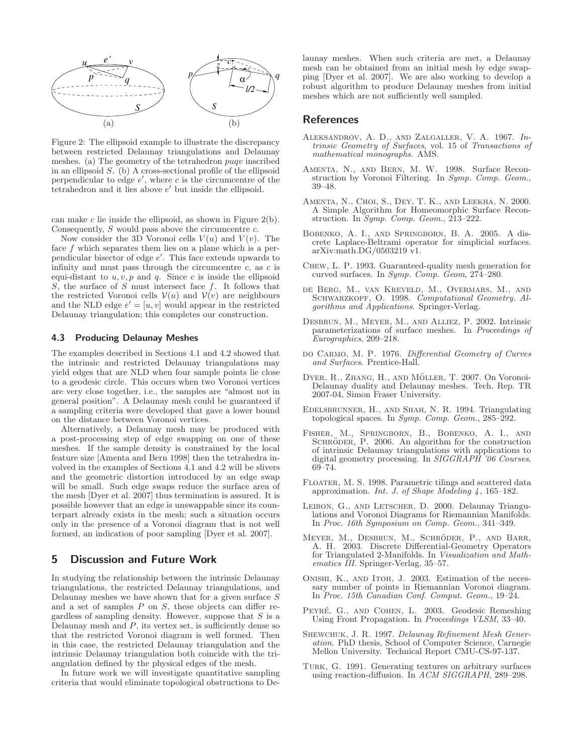Figure 2: The ellipsoid example to illustrate the discrepancy between restricted Delaunay triangulations and Delaunay meshes. (a) The geometry of the tetrahedron $puqv$ inscribed in an ellipsoid $S$. (b) A cross-sectional profile of the ellipsoid perpendicular to edge $e'$, where $c$ is the circumcentre of the tetrahedron and it lies above $e'$ but inside the ellipsoid.

can make $c$ lie inside the ellipsoid, as shown in Figure 2(b). Consequently, $S$ would pass above the circumcentre $c$.

Now consider the 3D Voronoi cells $V(u)$ and $V(v)$. The face $f$ which separates them lies on a plane which is a perpendicular bisector of edge $e'$. This face extends upwards to infinity and must pass through the circumcentre $c$, as $c$ is equi-distant to $u, v, p$ and $q$. Since $c$ is inside the ellipsoid $S$, the surface of $S$ must intersect face $f$. It follows that the restricted Voronoi cells $\mathcal{V}(u)$ and $\mathcal{V}(v)$ are neighbours and the NLD edge $e' = [u, v]$ would appear in the restricted Delaunay triangulation; this completes our construction.

### 4.3 Producing Delaunay Meshes

The examples described in Sections 4.1 and 4.2 showed that the intrinsic and restricted Delaunay triangulations may yield edges that are NLD when four sample points lie close to a geodesic circle. This occurs when two Voronoi vertices are very close together, i.e., the samples are "almost not in general position". A Delaunay mesh could be guaranteed if a sampling criteria were developed that gave a lower bound on the distance between Voronoi vertices.

Alternatively, a Delaunay mesh may be produced with a post-processing step of edge swapping on one of these meshes. If the sample density is constrained by the local feature size [Amenta and Bern 1998] then the tetrahedra involved in the examples of Sections 4.1 and 4.2 will be slivers and the geometric distortion introduced by an edge swap will be small. Such edge swaps reduce the surface area of the mesh [Dyer et al. 2007] thus termination is assured. It is possible however that an edge is unswappable since its counterpart already exists in the mesh; such a situation occurs only in the presence of a Voronoi diagram that is not well formed, an indication of poor sampling [Dyer et al. 2007].

## 5 Discussion and Future Work

In studying the relationship between the intrinsic Delaunay triangulations, the restricted Delaunay triangulations, and Delaunay meshes we have shown that for a given surface $S$ and a set of samples $P$ on $S$, these objects can differ regardless of sampling density. However, suppose that $S$ is a Delaunay mesh and $P$, its vertex set, is sufficiently dense so that the restricted Voronoi diagram is well formed. Then in this case, the restricted Delaunay triangulation and the intrinsic Delaunay triangulation both coincide with the triangulation defined by the physical edges of the mesh.

In future work we will investigate quantitative sampling criteria that would eliminate topological obstructions to Delaunay meshes. When such criteria are met, a Delaunay mesh can be obtained from an initial mesh by edge swapping [Dyer et al. 2007]. We are also working to develop a robust algorithm to produce Delaunay meshes from initial meshes which are not sufficiently well sampled.

## References

Aleksandrov, A. D., and Zalgaller, V. A. 1967. *Intrinsic Geometry of Surfaces*, vol. 15 of *Transactions of mathematical monographs*. AMS.

Amenta, N., and Bern, M. W. 1998. Surface Reconstruction by Voronoi Filtering. In *Symp. Comp. Geom.*, 39–48.

Amenta, N., Choi, S., Dey, T. K., and Leekha, N. 2000. A Simple Algorithm for Homeomorphic Surface Reconstruction. In *Symp. Comp. Geom.*, 213–222.

Bobenko, A. I., and Springborn, B. A. 2005. A discrete Laplace-Beltrami operator for simplicial surfaces. arXiv:math.DG/0503219 v1.

Chew, L. P. 1993. Guaranteed-quality mesh generation for curved surfaces. In *Symp. Comp. Geom*, 274–280.

de Berg, M., van Kreveld, M., Overmars, M., and Schwarzkopf, O. 1998. *Computational Geometry. Algorithms and Applications*. Springer-Verlag.

Desbrun, M., Meyer, M., and Alliez, P. 2002. Intrinsic parameterizations of surface meshes. In *Proceedings of Eurographics*, 209–218.

do Carmo, M. P. 1976. *Differential Geometry of Curves and Surfaces*. Prentice-Hall.

Dyer, R., Zhang, H., and Möller, T. 2007. On Voronoi-Delaunay duality and Delaunay meshes. Tech. Rep. TR 2007-04, Simon Fraser University.

Edelsbrunner, H., and Shah, N. R. 1994. Triangulating topological spaces. In *Symp. Comp. Geom.*, 285–292.

Fisher, M., Springborn, B., Bobenko, A. I., and Schröder, P. 2006. An algorithm for the construction of intrinsic Delaunay triangulations with applications to digital geometry processing. In *SIGGRAPH '06 Courses*, 69–74.

Floater, M. S. 1998. Parametric tilings and scattered data approximation. *Int. J. of Shape Modeling 4*, 165–182.

Leibon, G., and Letscher, D. 2000. Delaunay Triangulations and Voronoi Diagrams for Riemannian Manifolds. In *Proc. 16th Symposium on Comp. Geom.*, 341–349.

Meyer, M., Desbrun, M., Schröder, P., and Barr, A. H. 2003. Discrete Differential-Geometry Operators for Triangulated 2-Manifolds. In *Visualization and Mathematics III*. Springer-Verlag, 35–57.

Onishi, K., and Itoh, J. 2003. Estimation of the necessary number of points in Riemannian Voronoi diagram. In *Proc. 15th Canadian Conf. Comput. Geom.*, 19–24.

Peyré, G., and Cohen, L. 2003. Geodesic Remeshing Using Front Propagation. In *Proceedings VLSM*, 33–40.

Shewchuk, J. R. 1997. *Delaunay Refinement Mesh Generation*. PhD thesis, School of Computer Science, Carnegie Mellon University. Technical Report CMU-CS-97-137.

Turk, G. 1991. Generating textures on arbitrary surfaces using reaction-diffusion. In *ACM SIGGRAPH*, 289–298.